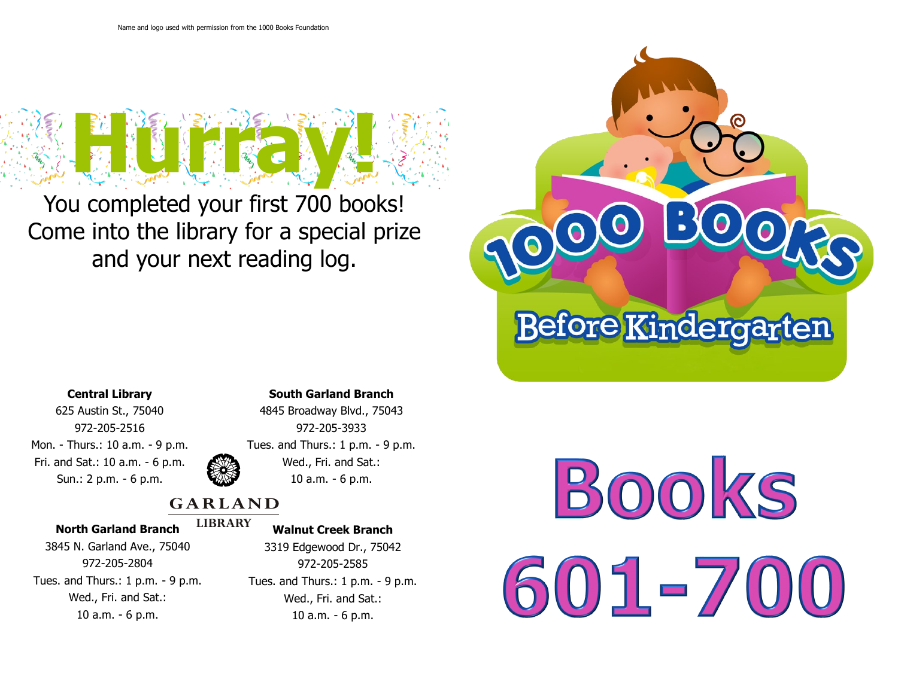Name and logo used with permission from the 1000 Books Foundation

# Hurray!

You completed your first 700 books!
Come into the library for a special prize and your next reading log.

**Central Library**
625 Austin St., 75040
972-205-2516
Mon. - Thurs.: 10 a.m. - 9 p.m.
Fri. and Sat.: 10 a.m. - 6 p.m.
Sun.: 2 p.m. - 6 p.m.

**South Garland Branch**
4845 Broadway Blvd., 75043
972-205-3933
Tues. and Thurs.: 1 p.m. - 9 p.m.
Wed., Fri. and Sat.:
10 a.m. - 6 p.m.

GARLAND LIBRARY

**North Garland Branch**
3845 N. Garland Ave., 75040
972-205-2804
Tues. and Thurs.: 1 p.m. - 9 p.m.
Wed., Fri. and Sat.:
10 a.m. - 6 p.m.

**Walnut Creek Branch**
3319 Edgewood Dr., 75042
972-205-2585
Tues. and Thurs.: 1 p.m. - 9 p.m.
Wed., Fri. and Sat.:
10 a.m. - 6 p.m.

1000 BOOKS Before Kindergarten

# Books 601-700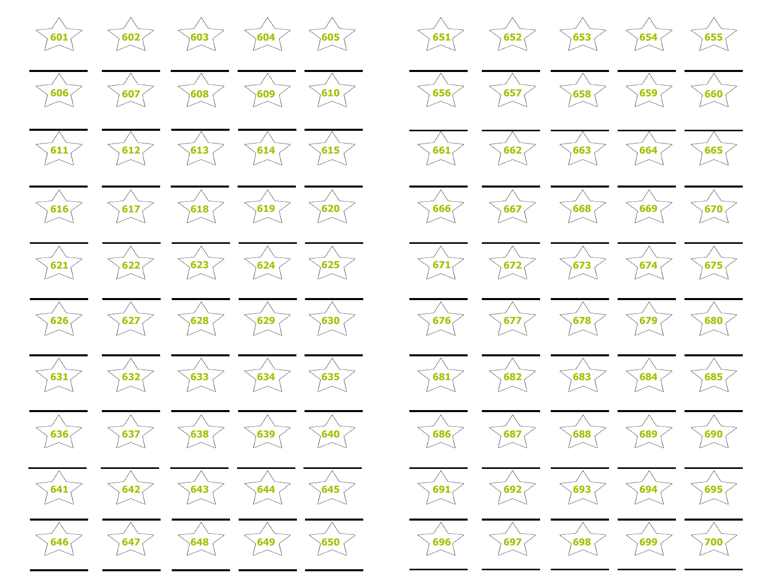601 602 603 604 605

606 607 608 609 610

611 612 613 614 615

616 617 618 619 620

621 622 623 624 625

626 627 628 629 630

631 632 633 634 635

636 637 638 639 640

641 642 643 644 645

646 647 648 649 650

651 652 653 654 655

656 657 658 659 660

661 662 663 664 665

666 667 668 669 670

671 672 673 674 675

676 677 678 679 680

681 682 683 684 685

686 687 688 689 690

691 692 693 694 695

696 697 698 699 700